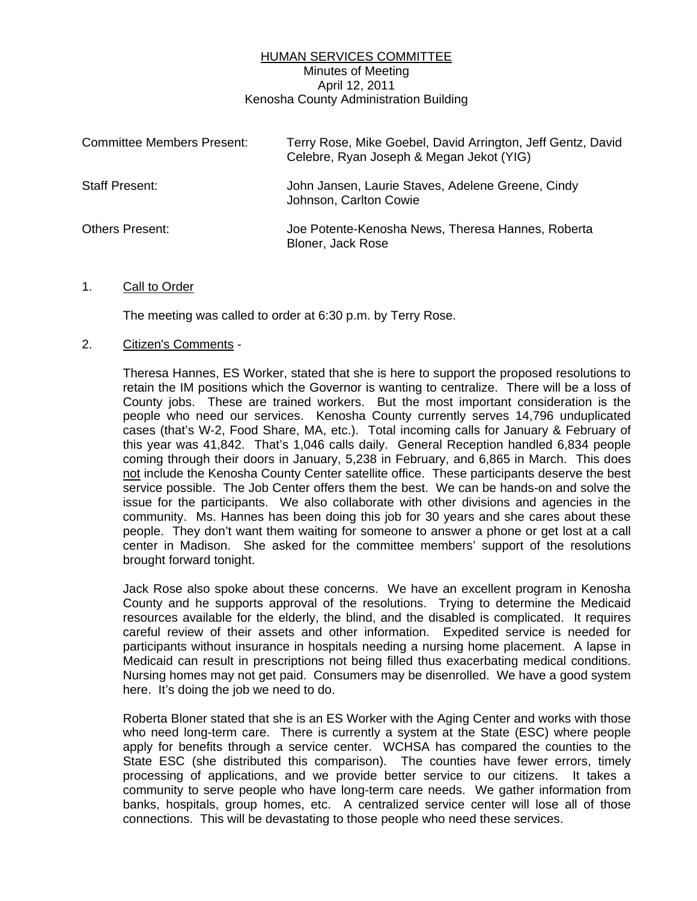# HUMAN SERVICES COMMITTEE

Minutes of Meeting
April 12, 2011
Kenosha County Administration Building

| | |
|---|---|
| Committee Members Present: | Terry Rose, Mike Goebel, David Arrington, Jeff Gentz, David Celebre, Ryan Joseph & Megan Jekot (YIG) |
| Staff Present: | John Jansen, Laurie Staves, Adelene Greene, Cindy Johnson, Carlton Cowie |
| Others Present: | Joe Potente-Kenosha News, Theresa Hannes, Roberta Bloner, Jack Rose |

1. Call to Order

   The meeting was called to order at 6:30 p.m. by Terry Rose.

2. Citizen's Comments -

   Theresa Hannes, ES Worker, stated that she is here to support the proposed resolutions to retain the IM positions which the Governor is wanting to centralize. There will be a loss of County jobs. These are trained workers. But the most important consideration is the people who need our services. Kenosha County currently serves 14,796 unduplicated cases (that's W-2, Food Share, MA, etc.). Total incoming calls for January & February of this year was 41,842. That's 1,046 calls daily. General Reception handled 6,834 people coming through their doors in January, 5,238 in February, and 6,865 in March. This does not include the Kenosha County Center satellite office. These participants deserve the best service possible. The Job Center offers them the best. We can be hands-on and solve the issue for the participants. We also collaborate with other divisions and agencies in the community. Ms. Hannes has been doing this job for 30 years and she cares about these people. They don't want them waiting for someone to answer a phone or get lost at a call center in Madison. She asked for the committee members' support of the resolutions brought forward tonight.

   Jack Rose also spoke about these concerns. We have an excellent program in Kenosha County and he supports approval of the resolutions. Trying to determine the Medicaid resources available for the elderly, the blind, and the disabled is complicated. It requires careful review of their assets and other information. Expedited service is needed for participants without insurance in hospitals needing a nursing home placement. A lapse in Medicaid can result in prescriptions not being filled thus exacerbating medical conditions. Nursing homes may not get paid. Consumers may be disenrolled. We have a good system here. It's doing the job we need to do.

   Roberta Bloner stated that she is an ES Worker with the Aging Center and works with those who need long-term care. There is currently a system at the State (ESC) where people apply for benefits through a service center. WCHSA has compared the counties to the State ESC (she distributed this comparison). The counties have fewer errors, timely processing of applications, and we provide better service to our citizens. It takes a community to serve people who have long-term care needs. We gather information from banks, hospitals, group homes, etc. A centralized service center will lose all of those connections. This will be devastating to those people who need these services.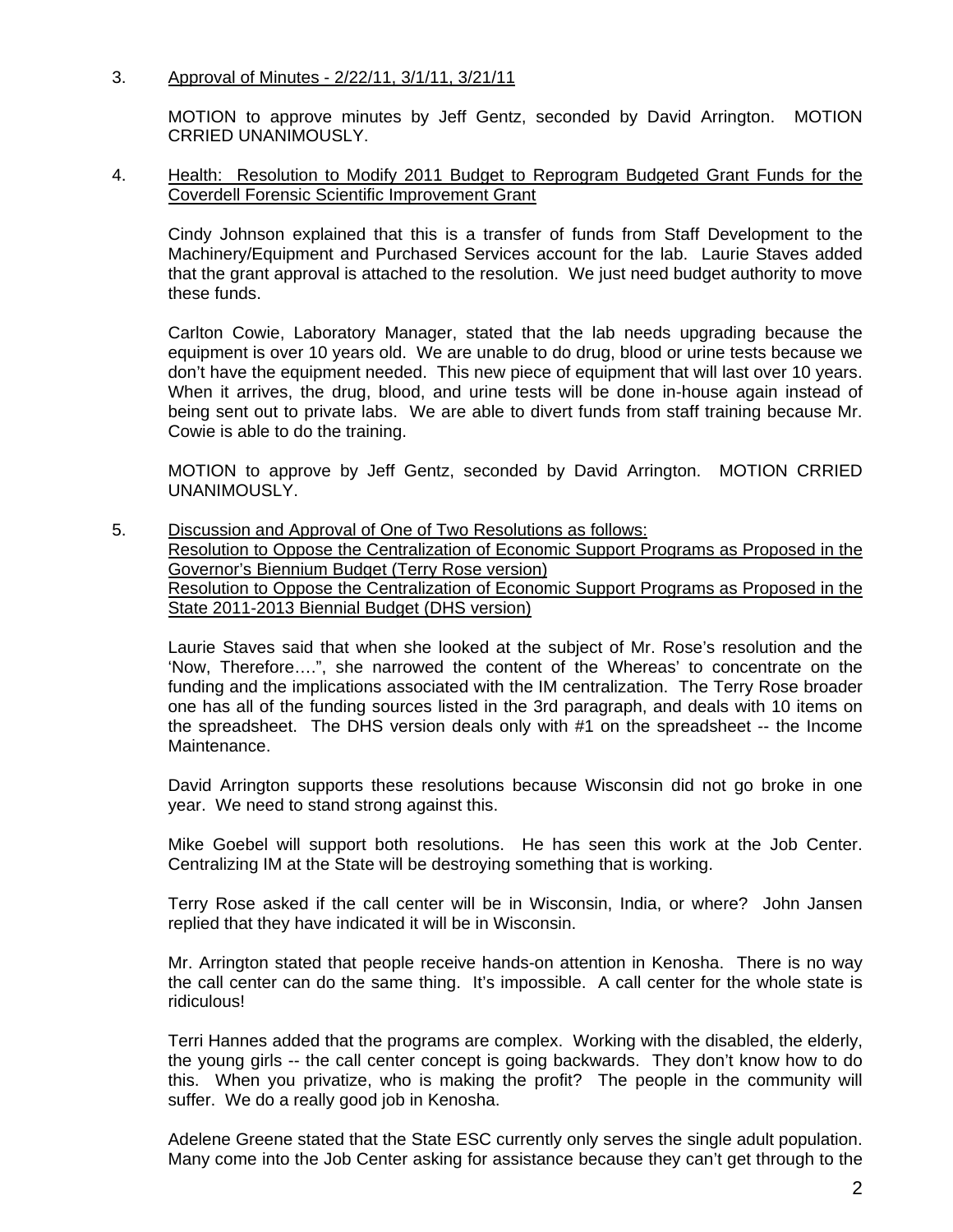3. Approval of Minutes - 2/22/11, 3/1/11, 3/21/11

MOTION to approve minutes by Jeff Gentz, seconded by David Arrington. MOTION CRRIED UNANIMOUSLY.

4. Health: Resolution to Modify 2011 Budget to Reprogram Budgeted Grant Funds for the Coverdell Forensic Scientific Improvement Grant

Cindy Johnson explained that this is a transfer of funds from Staff Development to the Machinery/Equipment and Purchased Services account for the lab. Laurie Staves added that the grant approval is attached to the resolution. We just need budget authority to move these funds.

Carlton Cowie, Laboratory Manager, stated that the lab needs upgrading because the equipment is over 10 years old. We are unable to do drug, blood or urine tests because we don't have the equipment needed. This new piece of equipment that will last over 10 years. When it arrives, the drug, blood, and urine tests will be done in-house again instead of being sent out to private labs. We are able to divert funds from staff training because Mr. Cowie is able to do the training.

MOTION to approve by Jeff Gentz, seconded by David Arrington. MOTION CRRIED UNANIMOUSLY.

5. Discussion and Approval of One of Two Resolutions as follows:
Resolution to Oppose the Centralization of Economic Support Programs as Proposed in the Governor's Biennium Budget (Terry Rose version)
Resolution to Oppose the Centralization of Economic Support Programs as Proposed in the State 2011-2013 Biennial Budget (DHS version)

Laurie Staves said that when she looked at the subject of Mr. Rose's resolution and the 'Now, Therefore….", she narrowed the content of the Whereas' to concentrate on the funding and the implications associated with the IM centralization. The Terry Rose broader one has all of the funding sources listed in the 3rd paragraph, and deals with 10 items on the spreadsheet. The DHS version deals only with #1 on the spreadsheet -- the Income Maintenance.

David Arrington supports these resolutions because Wisconsin did not go broke in one year. We need to stand strong against this.

Mike Goebel will support both resolutions. He has seen this work at the Job Center. Centralizing IM at the State will be destroying something that is working.

Terry Rose asked if the call center will be in Wisconsin, India, or where? John Jansen replied that they have indicated it will be in Wisconsin.

Mr. Arrington stated that people receive hands-on attention in Kenosha. There is no way the call center can do the same thing. It's impossible. A call center for the whole state is ridiculous!

Terri Hannes added that the programs are complex. Working with the disabled, the elderly, the young girls -- the call center concept is going backwards. They don't know how to do this. When you privatize, who is making the profit? The people in the community will suffer. We do a really good job in Kenosha.

Adelene Greene stated that the State ESC currently only serves the single adult population. Many come into the Job Center asking for assistance because they can't get through to the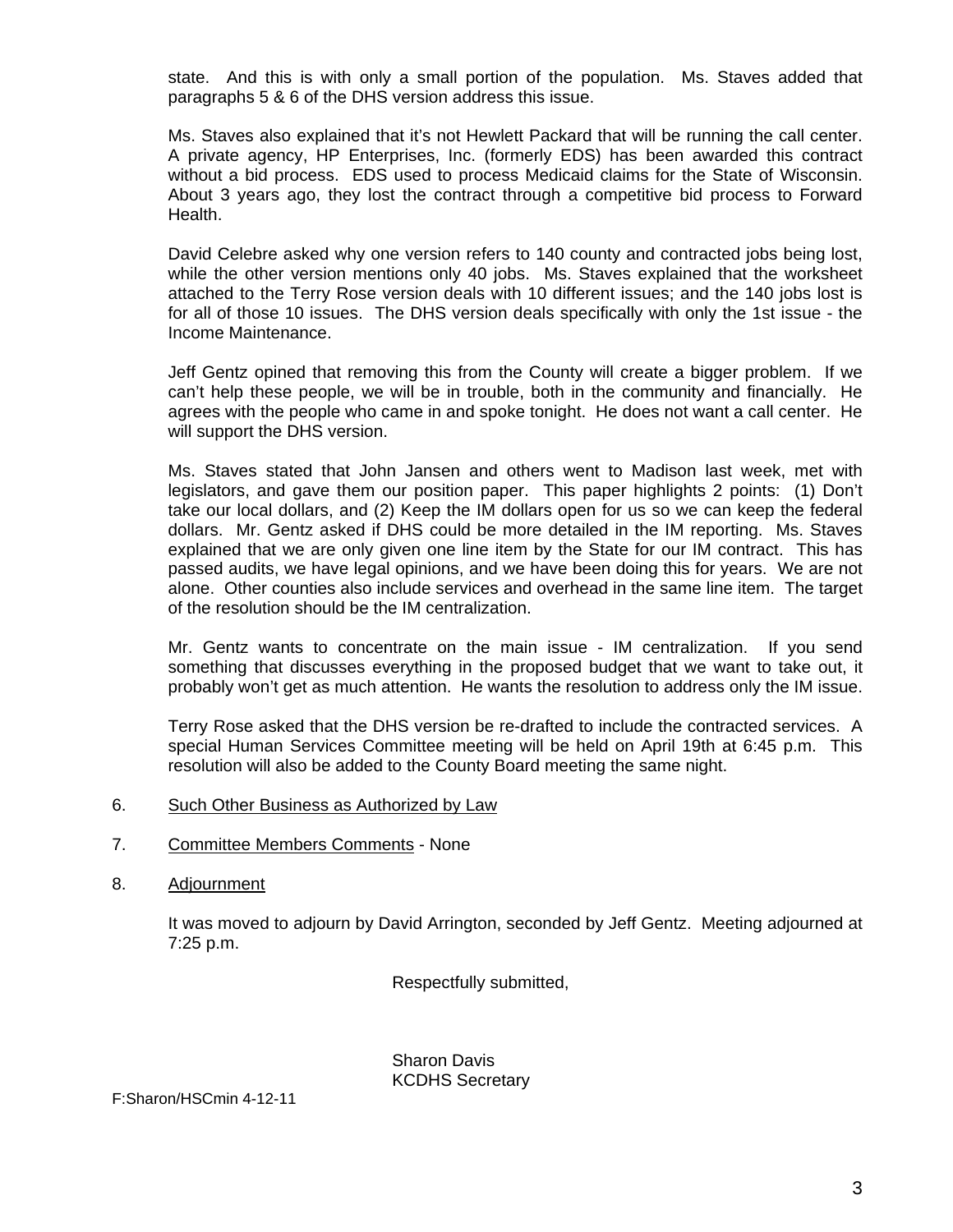state. And this is with only a small portion of the population. Ms. Staves added that paragraphs 5 & 6 of the DHS version address this issue.

Ms. Staves also explained that it's not Hewlett Packard that will be running the call center. A private agency, HP Enterprises, Inc. (formerly EDS) has been awarded this contract without a bid process. EDS used to process Medicaid claims for the State of Wisconsin. About 3 years ago, they lost the contract through a competitive bid process to Forward Health.

David Celebre asked why one version refers to 140 county and contracted jobs being lost, while the other version mentions only 40 jobs. Ms. Staves explained that the worksheet attached to the Terry Rose version deals with 10 different issues; and the 140 jobs lost is for all of those 10 issues. The DHS version deals specifically with only the 1st issue - the Income Maintenance.

Jeff Gentz opined that removing this from the County will create a bigger problem. If we can't help these people, we will be in trouble, both in the community and financially. He agrees with the people who came in and spoke tonight. He does not want a call center. He will support the DHS version.

Ms. Staves stated that John Jansen and others went to Madison last week, met with legislators, and gave them our position paper. This paper highlights 2 points: (1) Don't take our local dollars, and (2) Keep the IM dollars open for us so we can keep the federal dollars. Mr. Gentz asked if DHS could be more detailed in the IM reporting. Ms. Staves explained that we are only given one line item by the State for our IM contract. This has passed audits, we have legal opinions, and we have been doing this for years. We are not alone. Other counties also include services and overhead in the same line item. The target of the resolution should be the IM centralization.

Mr. Gentz wants to concentrate on the main issue - IM centralization. If you send something that discusses everything in the proposed budget that we want to take out, it probably won't get as much attention. He wants the resolution to address only the IM issue.

Terry Rose asked that the DHS version be re-drafted to include the contracted services. A special Human Services Committee meeting will be held on April 19th at 6:45 p.m. This resolution will also be added to the County Board meeting the same night.

6. <u>Such Other Business as Authorized by Law</u>

7. <u>Committee Members Comments</u> - None

8. <u>Adjournment</u>

   It was moved to adjourn by David Arrington, seconded by Jeff Gentz. Meeting adjourned at 7:25 p.m.

Respectfully submitted,

Sharon Davis
KCDHS Secretary

F:Sharon/HSCmin 4-12-11